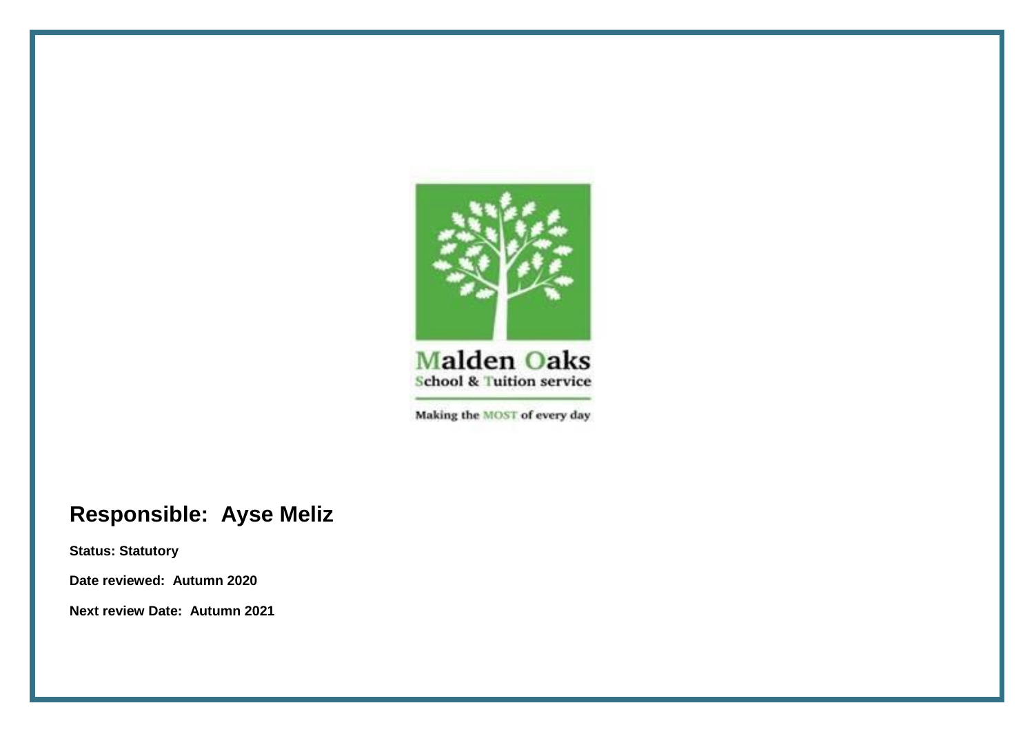Malden Oaks
School & Tuition service

Making the MOST of every day

## Responsible: Ayse Meliz

**Status: Statutory**

**Date reviewed: Autumn 2020**

**Next review Date: Autumn 2021**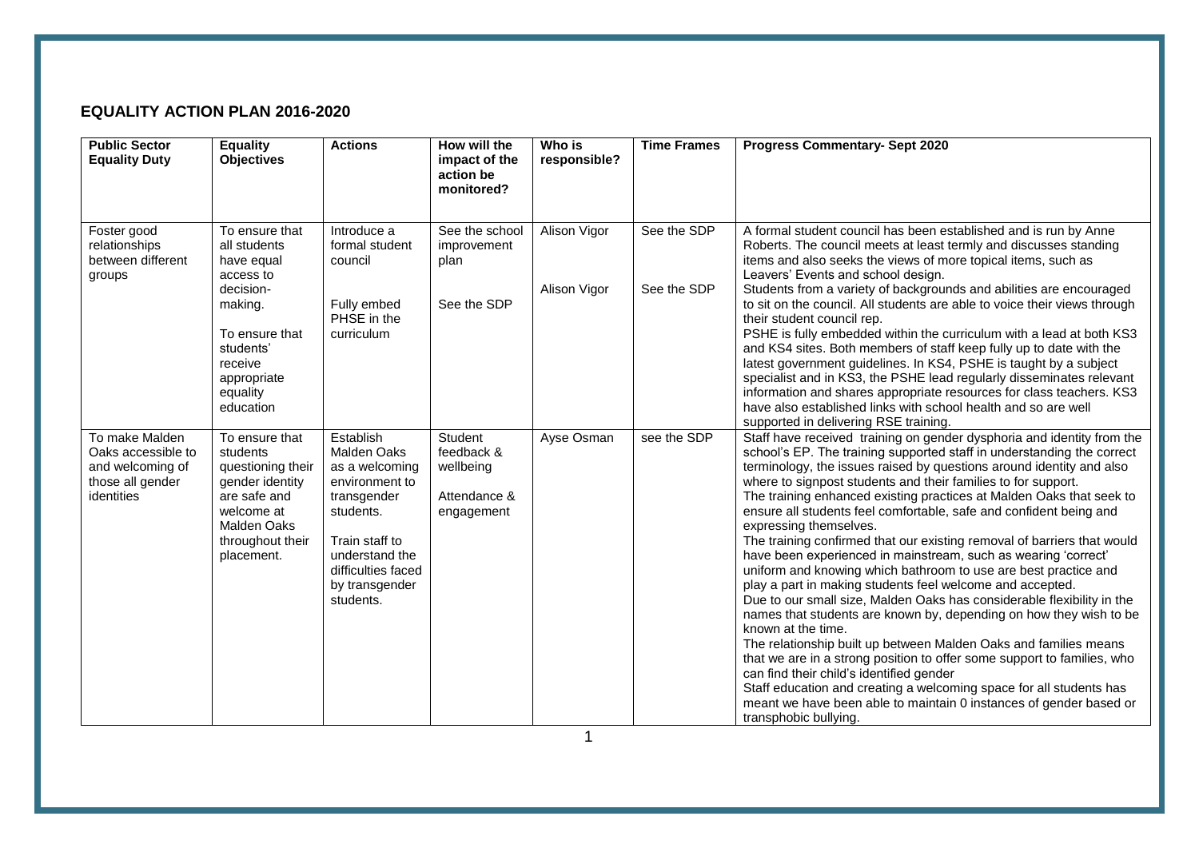## EQUALITY ACTION PLAN 2016-2020

| Public Sector Equality Duty | Equality Objectives | Actions | How will the impact of the action be monitored? | Who is responsible? | Time Frames | Progress Commentary- Sept 2020 |
|---|---|---|---|---|---|---|
| Foster good relationships between different groups | To ensure that all students have equal access to decision-making.<br><br>To ensure that students' receive appropriate equality education | Introduce a formal student council<br><br>Fully embed PHSE in the curriculum | See the school improvement plan<br><br>See the SDP | Alison Vigor<br><br>Alison Vigor | See the SDP<br><br>See the SDP | A formal student council has been established and is run by Anne Roberts. The council meets at least termly and discusses standing items and also seeks the views of more topical items, such as Leavers' Events and school design.<br>Students from a variety of backgrounds and abilities are encouraged to sit on the council. All students are able to voice their views through their student council rep.<br>PSHE is fully embedded within the curriculum with a lead at both KS3 and KS4 sites. Both members of staff keep fully up to date with the latest government guidelines. In KS4, PSHE is taught by a subject specialist and in KS3, the PSHE lead regularly disseminates relevant information and shares appropriate resources for class teachers. KS3 have also established links with school health and so are well supported in delivering RSE training. |
| To make Malden Oaks accessible to and welcoming of those all gender identities | To ensure that students questioning their gender identity are safe and welcome at Malden Oaks throughout their placement. | Establish Malden Oaks as a welcoming environment to transgender students.<br><br>Train staff to understand the difficulties faced by transgender students. | Student feedback & wellbeing<br><br>Attendance & engagement | Ayse Osman | see the SDP | Staff have received training on gender dysphoria and identity from the school's EP. The training supported staff in understanding the correct terminology, the issues raised by questions around identity and also where to signpost students and their families to for support.<br>The training enhanced existing practices at Malden Oaks that seek to ensure all students feel comfortable, safe and confident being and expressing themselves.<br>The training confirmed that our existing removal of barriers that would have been experienced in mainstream, such as wearing 'correct' uniform and knowing which bathroom to use are best practice and play a part in making students feel welcome and accepted.<br>Due to our small size, Malden Oaks has considerable flexibility in the names that students are known by, depending on how they wish to be known at the time.<br>The relationship built up between Malden Oaks and families means that we are in a strong position to offer some support to families, who can find their child's identified gender<br>Staff education and creating a welcoming space for all students has meant we have been able to maintain 0 instances of gender based or transphobic bullying. |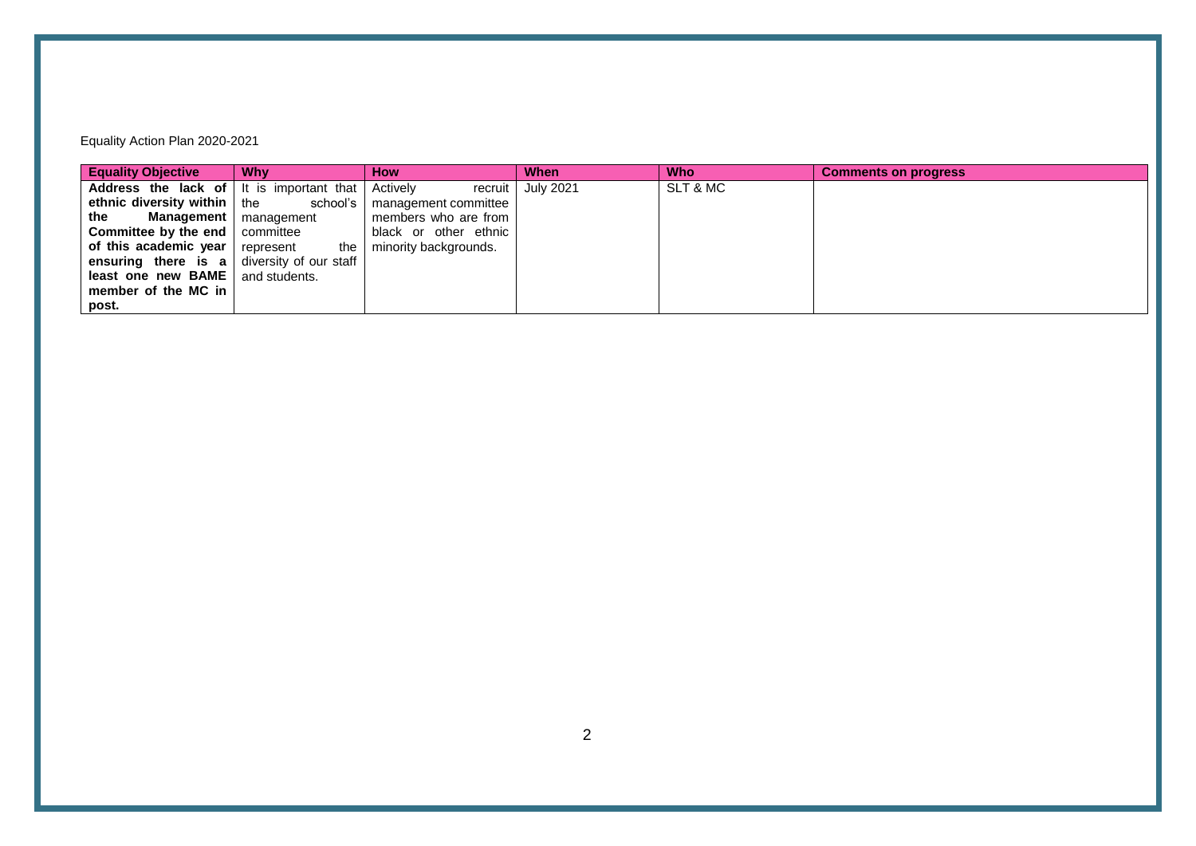Equality Action Plan 2020-2021

| Equality Objective | Why | How | When | Who | Comments on progress |
|---|---|---|---|---|---|
| **Address the lack of ethnic diversity within the Management Committee by the end of this academic year ensuring there is a least one new BAME member of the MC in post.** | It is important that the school's management committee represent the diversity of our staff and students. | Actively recruit management committee members who are from black or other ethnic minority backgrounds. | July 2021 | SLT & MC | |